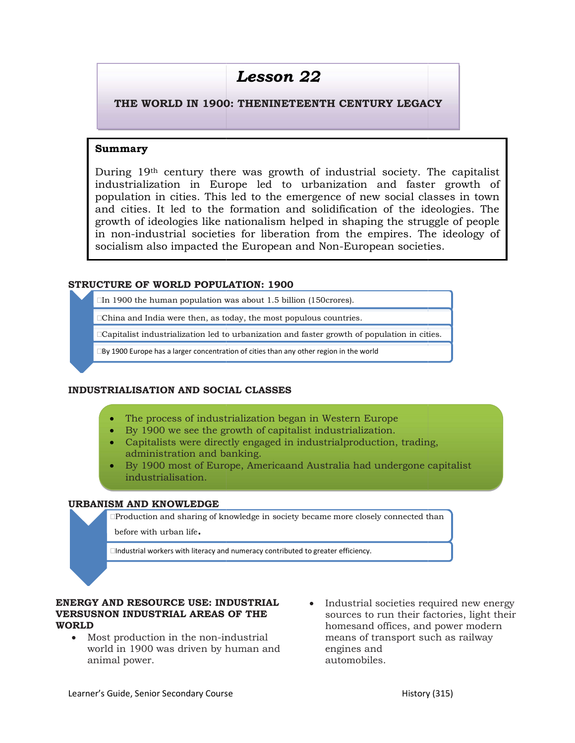# Lesson 22

## THE WORLD IN 1900: THENINETEENTH CENTURY LEGACY

**Summary**

During 19th century there was growth of industrial society. The capitalist industrialization in Europe led to urbanization and faster growth of population in cities. This led to the emergence of new social classes in town and cities. It led to the formation and solidification of the ideologies. The growth of ideologies like nationalism helped in shaping the struggle of people in non-industrial societies for liberation from the empires. The ideology of socialism also impacted the European and Non-European societies.

### STRUCTURE OF WORLD POPULATION: 1900

- In 1900 the human population was about 1.5 billion (150crores).
- China and India were then, as today, the most populous countries.
- Capitalist industrialization led to urbanization and faster growth of population in cities.
- By 1900 Europe has a larger concentration of cities than any other region in the world

### INDUSTRIALISATION AND SOCIAL CLASSES

- The process of industrialization began in Western Europe
- By 1900 we see the growth of capitalist industrialization.
- Capitalists were directly engaged in industrialproduction, trading, administration and banking.
- By 1900 most of Europe, Americaand Australia had undergone capitalist industrialisation.

### URBANISM AND KNOWLEDGE

- Production and sharing of knowledge in society became more closely connected than before with urban life.
- Industrial workers with literacy and numeracy contributed to greater efficiency.

### ENERGY AND RESOURCE USE: INDUSTRIAL VERSUSNON INDUSTRIAL AREAS OF THE WORLD

- Most production in the non-industrial world in 1900 was driven by human and animal power.
- Industrial societies required new energy sources to run their factories, light their homesand offices, and power modern means of transport such as railway engines and automobiles.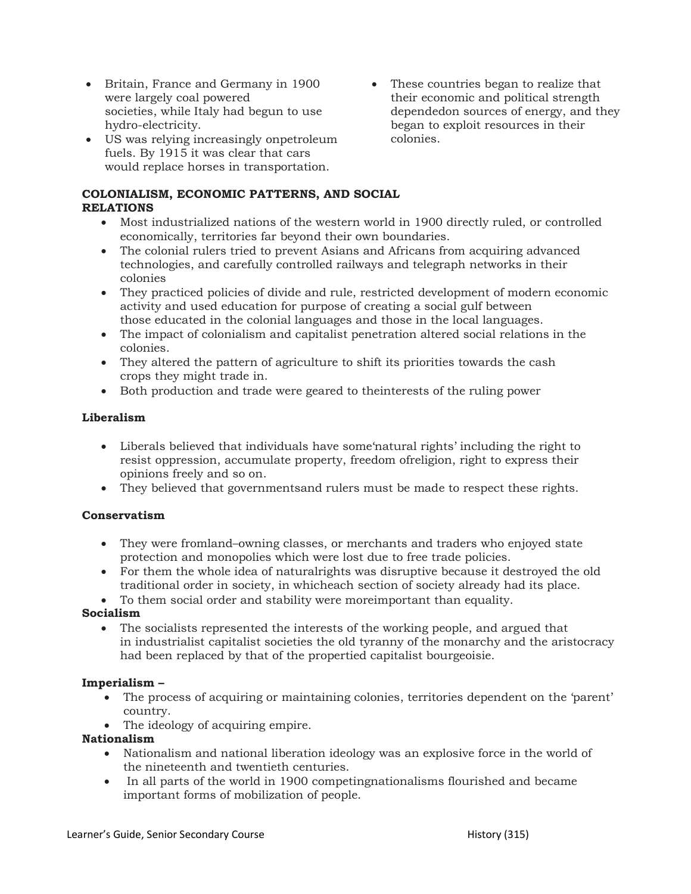- Britain, France and Germany in 1900 were largely coal powered societies, while Italy had begun to use hydro-electricity.
- US was relying increasingly onpetroleum fuels. By 1915 it was clear that cars would replace horses in transportation.
- These countries began to realize that their economic and political strength dependedon sources of energy, and they began to exploit resources in their colonies.

**COLONIALISM, ECONOMIC PATTERNS, AND SOCIAL RELATIONS**

- Most industrialized nations of the western world in 1900 directly ruled, or controlled economically, territories far beyond their own boundaries.
- The colonial rulers tried to prevent Asians and Africans from acquiring advanced technologies, and carefully controlled railways and telegraph networks in their colonies
- They practiced policies of divide and rule, restricted development of modern economic activity and used education for purpose of creating a social gulf between those educated in the colonial languages and those in the local languages.
- The impact of colonialism and capitalist penetration altered social relations in the colonies.
- They altered the pattern of agriculture to shift its priorities towards the cash crops they might trade in.
- Both production and trade were geared to theinterests of the ruling power

**Liberalism**

- Liberals believed that individuals have some'natural rights' including the right to resist oppression, accumulate property, freedom ofreligion, right to express their opinions freely and so on.
- They believed that governmentsand rulers must be made to respect these rights.

**Conservatism**

- They were fromland–owning classes, or merchants and traders who enjoyed state protection and monopolies which were lost due to free trade policies.
- For them the whole idea of naturalrights was disruptive because it destroyed the old traditional order in society, in whicheach section of society already had its place.
- To them social order and stability were moreimportant than equality.

**Socialism**

- The socialists represented the interests of the working people, and argued that in industrialist capitalist societies the old tyranny of the monarchy and the aristocracy had been replaced by that of the propertied capitalist bourgeoisie.

**Imperialism –**

- The process of acquiring or maintaining colonies, territories dependent on the 'parent' country.
- The ideology of acquiring empire.

**Nationalism**

- Nationalism and national liberation ideology was an explosive force in the world of the nineteenth and twentieth centuries.
- In all parts of the world in 1900 competingnationalisms flourished and became important forms of mobilization of people.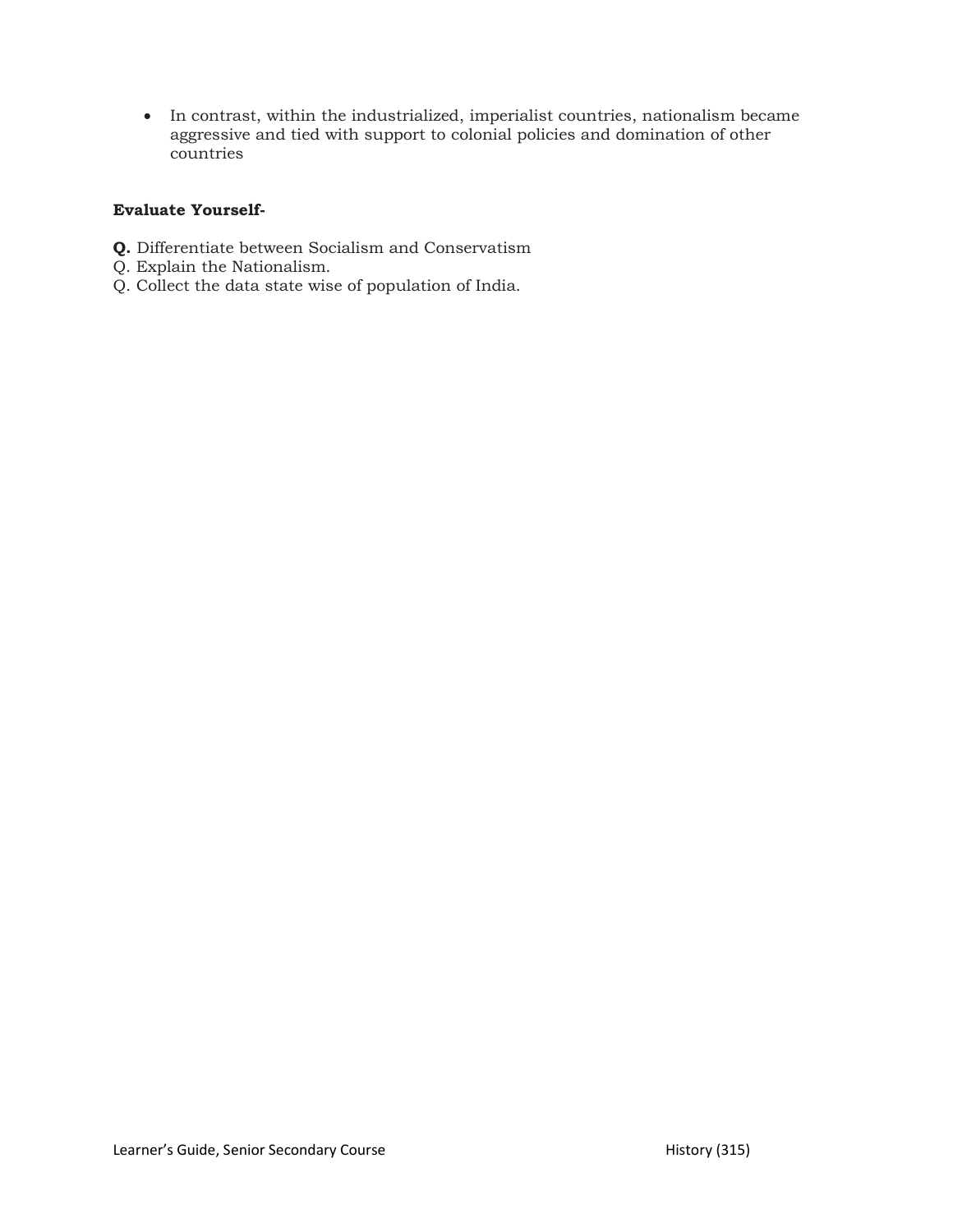- In contrast, within the industrialized, imperialist countries, nationalism became aggressive and tied with support to colonial policies and domination of other countries

**Evaluate Yourself-**

**Q.** Differentiate between Socialism and Conservatism
Q. Explain the Nationalism.
Q. Collect the data state wise of population of India.